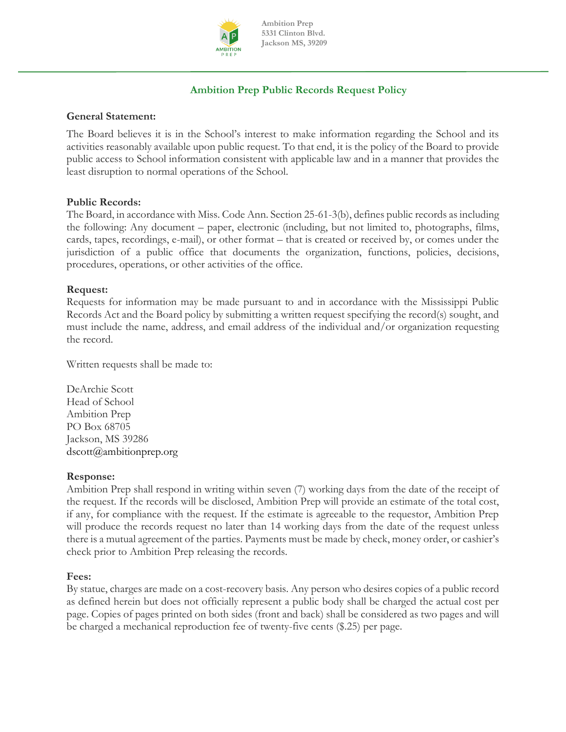Ambition Prep
5331 Clinton Blvd.
Jackson MS, 39209

# Ambition Prep Public Records Request Policy

**General Statement:**

The Board believes it is in the School's interest to make information regarding the School and its activities reasonably available upon public request. To that end, it is the policy of the Board to provide public access to School information consistent with applicable law and in a manner that provides the least disruption to normal operations of the School.

**Public Records:**

The Board, in accordance with Miss. Code Ann. Section 25-61-3(b), defines public records as including the following: Any document – paper, electronic (including, but not limited to, photographs, films, cards, tapes, recordings, e-mail), or other format – that is created or received by, or comes under the jurisdiction of a public office that documents the organization, functions, policies, decisions, procedures, operations, or other activities of the office.

**Request:**

Requests for information may be made pursuant to and in accordance with the Mississippi Public Records Act and the Board policy by submitting a written request specifying the record(s) sought, and must include the name, address, and email address of the individual and/or organization requesting the record.

Written requests shall be made to:

DeArchie Scott
Head of School
Ambition Prep
PO Box 68705
Jackson, MS 39286
dscott@ambitionprep.org

**Response:**

Ambition Prep shall respond in writing within seven (7) working days from the date of the receipt of the request. If the records will be disclosed, Ambition Prep will provide an estimate of the total cost, if any, for compliance with the request. If the estimate is agreeable to the requestor, Ambition Prep will produce the records request no later than 14 working days from the date of the request unless there is a mutual agreement of the parties. Payments must be made by check, money order, or cashier's check prior to Ambition Prep releasing the records.

**Fees:**

By statue, charges are made on a cost-recovery basis. Any person who desires copies of a public record as defined herein but does not officially represent a public body shall be charged the actual cost per page. Copies of pages printed on both sides (front and back) shall be considered as two pages and will be charged a mechanical reproduction fee of twenty-five cents ($.25) per page.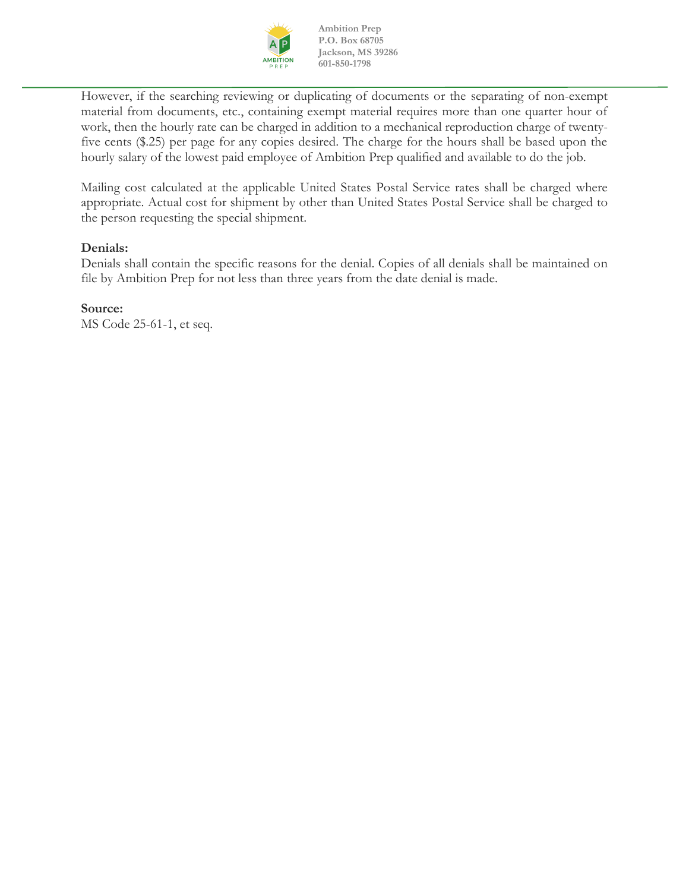However, if the searching reviewing or duplicating of documents or the separating of non-exempt material from documents, etc., containing exempt material requires more than one quarter hour of work, then the hourly rate can be charged in addition to a mechanical reproduction charge of twenty-five cents ($.25) per page for any copies desired. The charge for the hours shall be based upon the hourly salary of the lowest paid employee of Ambition Prep qualified and available to do the job.

Mailing cost calculated at the applicable United States Postal Service rates shall be charged where appropriate. Actual cost for shipment by other than United States Postal Service shall be charged to the person requesting the special shipment.

**Denials:**
Denials shall contain the specific reasons for the denial. Copies of all denials shall be maintained on file by Ambition Prep for not less than three years from the date denial is made.

**Source:**
MS Code 25-61-1, et seq.